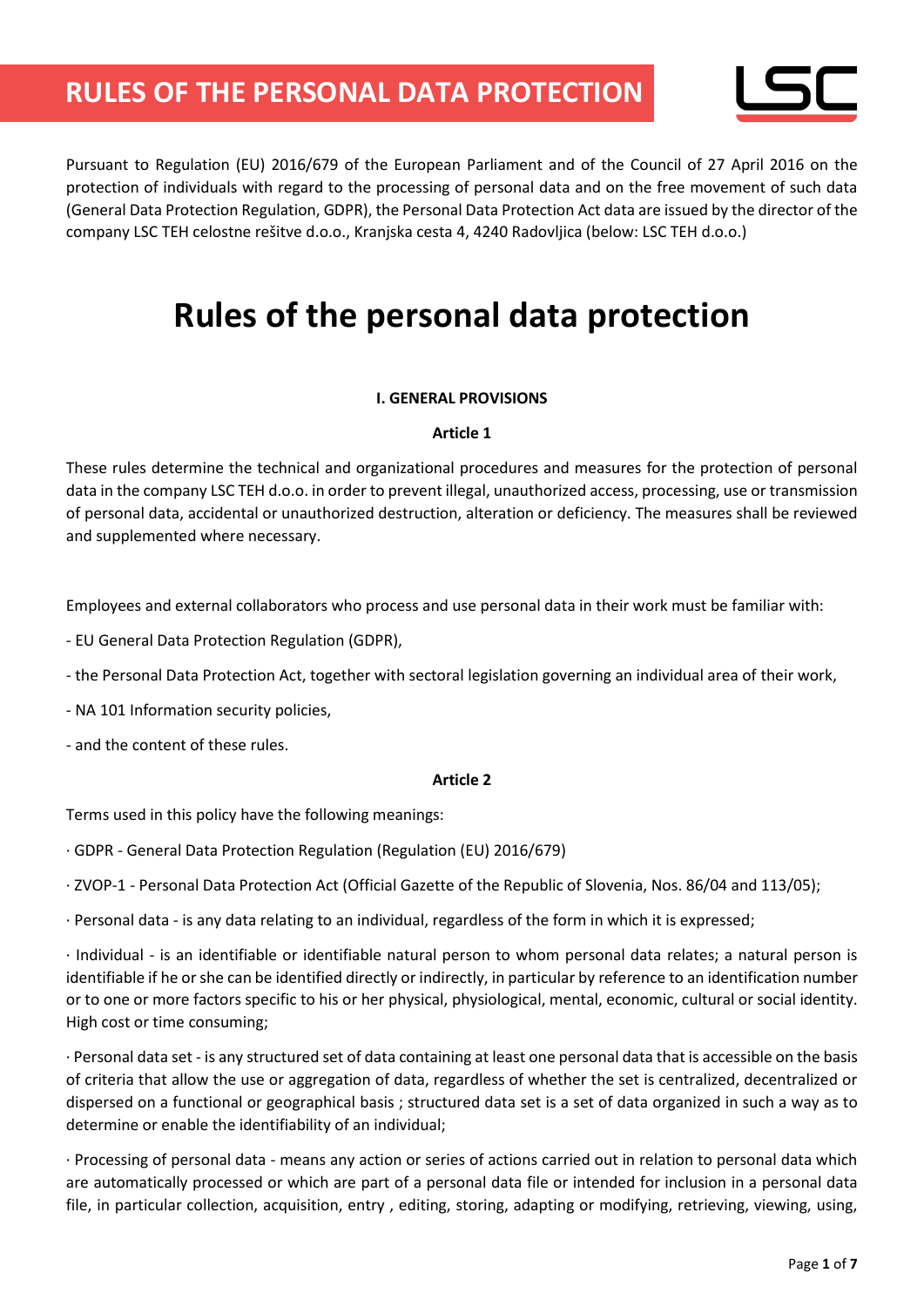# RULES OF THE PERSONAL DATA PROTECTION

Pursuant to Regulation (EU) 2016/679 of the European Parliament and of the Council of 27 April 2016 on the protection of individuals with regard to the processing of personal data and on the free movement of such data (General Data Protection Regulation, GDPR), the Personal Data Protection Act data are issued by the director of the company LSC TEH celostne rešitve d.o.o., Kranjska cesta 4, 4240 Radovljica (below: LSC TEH d.o.o.)

# Rules of the personal data protection

### I. GENERAL PROVISIONS

#### Article 1

These rules determine the technical and organizational procedures and measures for the protection of personal data in the company LSC TEH d.o.o. in order to prevent illegal, unauthorized access, processing, use or transmission of personal data, accidental or unauthorized destruction, alteration or deficiency. The measures shall be reviewed and supplemented where necessary.

Employees and external collaborators who process and use personal data in their work must be familiar with:

- EU General Data Protection Regulation (GDPR),
- the Personal Data Protection Act, together with sectoral legislation governing an individual area of their work,
- NA 101 Information security policies,
- and the content of these rules.

#### Article 2

Terms used in this policy have the following meanings:

· GDPR - General Data Protection Regulation (Regulation (EU) 2016/679)

· ZVOP-1 - Personal Data Protection Act (Official Gazette of the Republic of Slovenia, Nos. 86/04 and 113/05);

· Personal data - is any data relating to an individual, regardless of the form in which it is expressed;

· Individual - is an identifiable or identifiable natural person to whom personal data relates; a natural person is identifiable if he or she can be identified directly or indirectly, in particular by reference to an identification number or to one or more factors specific to his or her physical, physiological, mental, economic, cultural or social identity. High cost or time consuming;

· Personal data set - is any structured set of data containing at least one personal data that is accessible on the basis of criteria that allow the use or aggregation of data, regardless of whether the set is centralized, decentralized or dispersed on a functional or geographical basis ; structured data set is a set of data organized in such a way as to determine or enable the identifiability of an individual;

· Processing of personal data - means any action or series of actions carried out in relation to personal data which are automatically processed or which are part of a personal data file or intended for inclusion in a personal data file, in particular collection, acquisition, entry , editing, storing, adapting or modifying, retrieving, viewing, using,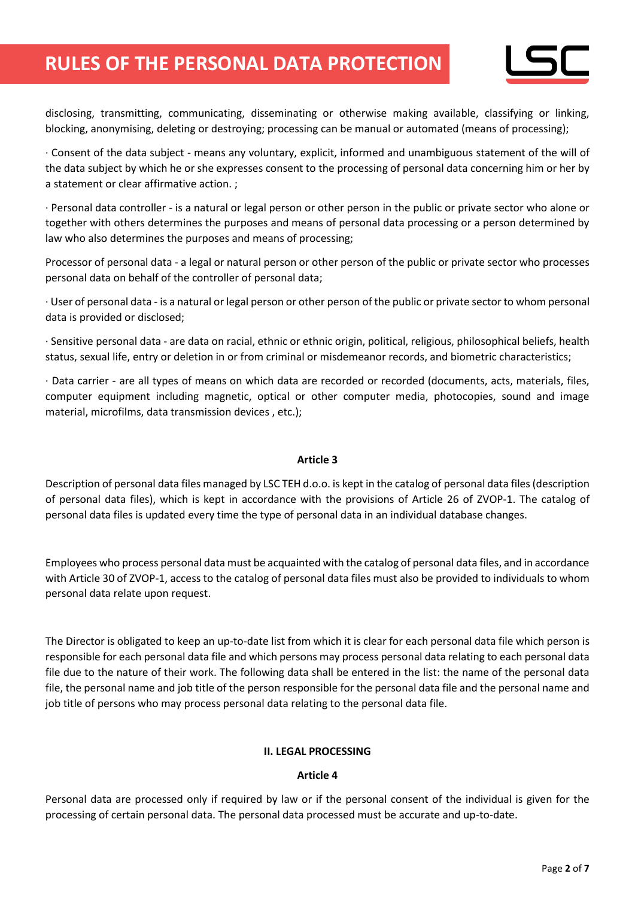disclosing, transmitting, communicating, disseminating or otherwise making available, classifying or linking, blocking, anonymising, deleting or destroying; processing can be manual or automated (means of processing);

· Consent of the data subject - means any voluntary, explicit, informed and unambiguous statement of the will of the data subject by which he or she expresses consent to the processing of personal data concerning him or her by a statement or clear affirmative action. ;

· Personal data controller - is a natural or legal person or other person in the public or private sector who alone or together with others determines the purposes and means of personal data processing or a person determined by law who also determines the purposes and means of processing;

Processor of personal data - a legal or natural person or other person of the public or private sector who processes personal data on behalf of the controller of personal data;

· User of personal data - is a natural or legal person or other person of the public or private sector to whom personal data is provided or disclosed;

· Sensitive personal data - are data on racial, ethnic or ethnic origin, political, religious, philosophical beliefs, health status, sexual life, entry or deletion in or from criminal or misdemeanor records, and biometric characteristics;

· Data carrier - are all types of means on which data are recorded or recorded (documents, acts, materials, files, computer equipment including magnetic, optical or other computer media, photocopies, sound and image material, microfilms, data transmission devices , etc.);

**Article 3**

Description of personal data files managed by LSC TEH d.o.o. is kept in the catalog of personal data files (description of personal data files), which is kept in accordance with the provisions of Article 26 of ZVOP-1. The catalog of personal data files is updated every time the type of personal data in an individual database changes.

Employees who process personal data must be acquainted with the catalog of personal data files, and in accordance with Article 30 of ZVOP-1, access to the catalog of personal data files must also be provided to individuals to whom personal data relate upon request.

The Director is obligated to keep an up-to-date list from which it is clear for each personal data file which person is responsible for each personal data file and which persons may process personal data relating to each personal data file due to the nature of their work. The following data shall be entered in the list: the name of the personal data file, the personal name and job title of the person responsible for the personal data file and the personal name and job title of persons who may process personal data relating to the personal data file.

## II. LEGAL PROCESSING

**Article 4**

Personal data are processed only if required by law or if the personal consent of the individual is given for the processing of certain personal data. The personal data processed must be accurate and up-to-date.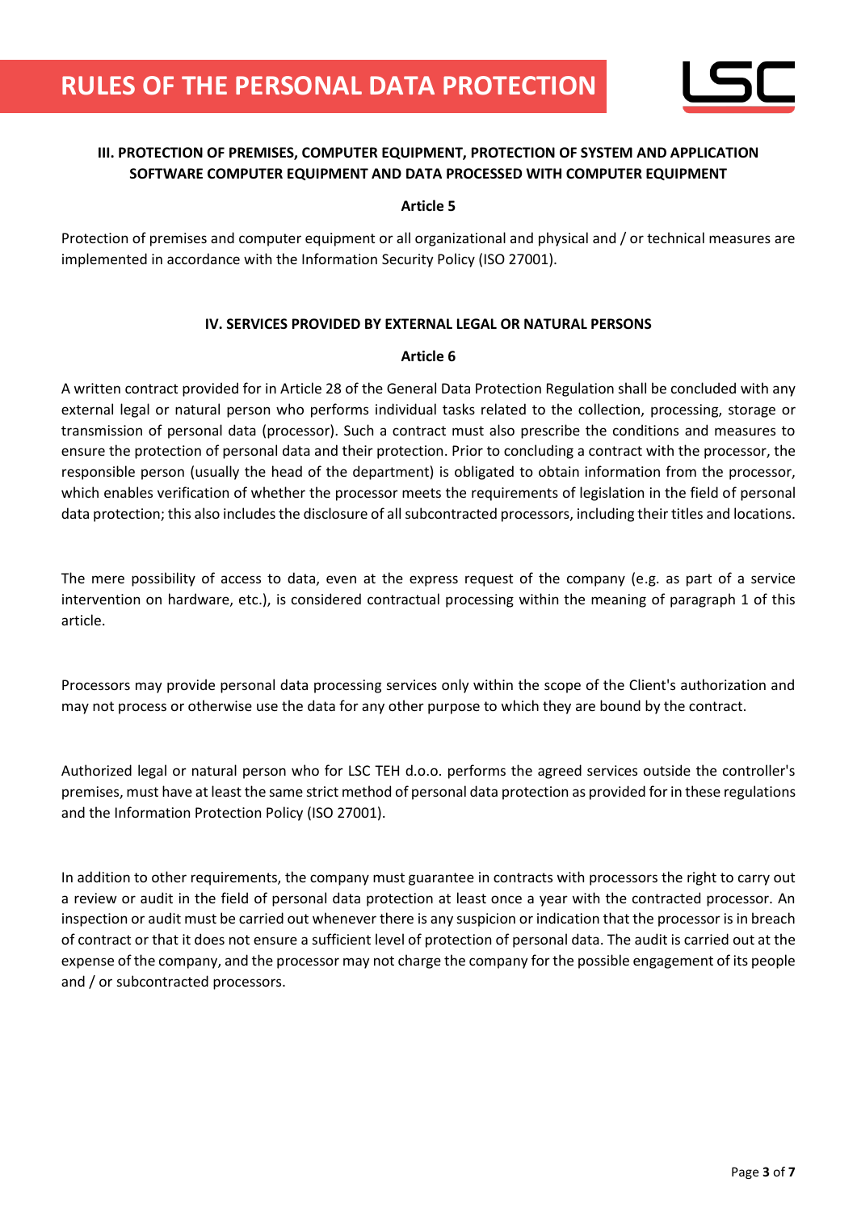## III. PROTECTION OF PREMISES, COMPUTER EQUIPMENT, PROTECTION OF SYSTEM AND APPLICATION SOFTWARE COMPUTER EQUIPMENT AND DATA PROCESSED WITH COMPUTER EQUIPMENT

### Article 5

Protection of premises and computer equipment or all organizational and physical and / or technical measures are implemented in accordance with the Information Security Policy (ISO 27001).

## IV. SERVICES PROVIDED BY EXTERNAL LEGAL OR NATURAL PERSONS

### Article 6

A written contract provided for in Article 28 of the General Data Protection Regulation shall be concluded with any external legal or natural person who performs individual tasks related to the collection, processing, storage or transmission of personal data (processor). Such a contract must also prescribe the conditions and measures to ensure the protection of personal data and their protection. Prior to concluding a contract with the processor, the responsible person (usually the head of the department) is obligated to obtain information from the processor, which enables verification of whether the processor meets the requirements of legislation in the field of personal data protection; this also includes the disclosure of all subcontracted processors, including their titles and locations.

The mere possibility of access to data, even at the express request of the company (e.g. as part of a service intervention on hardware, etc.), is considered contractual processing within the meaning of paragraph 1 of this article.

Processors may provide personal data processing services only within the scope of the Client's authorization and may not process or otherwise use the data for any other purpose to which they are bound by the contract.

Authorized legal or natural person who for LSC TEH d.o.o. performs the agreed services outside the controller's premises, must have at least the same strict method of personal data protection as provided for in these regulations and the Information Protection Policy (ISO 27001).

In addition to other requirements, the company must guarantee in contracts with processors the right to carry out a review or audit in the field of personal data protection at least once a year with the contracted processor. An inspection or audit must be carried out whenever there is any suspicion or indication that the processor is in breach of contract or that it does not ensure a sufficient level of protection of personal data. The audit is carried out at the expense of the company, and the processor may not charge the company for the possible engagement of its people and / or subcontracted processors.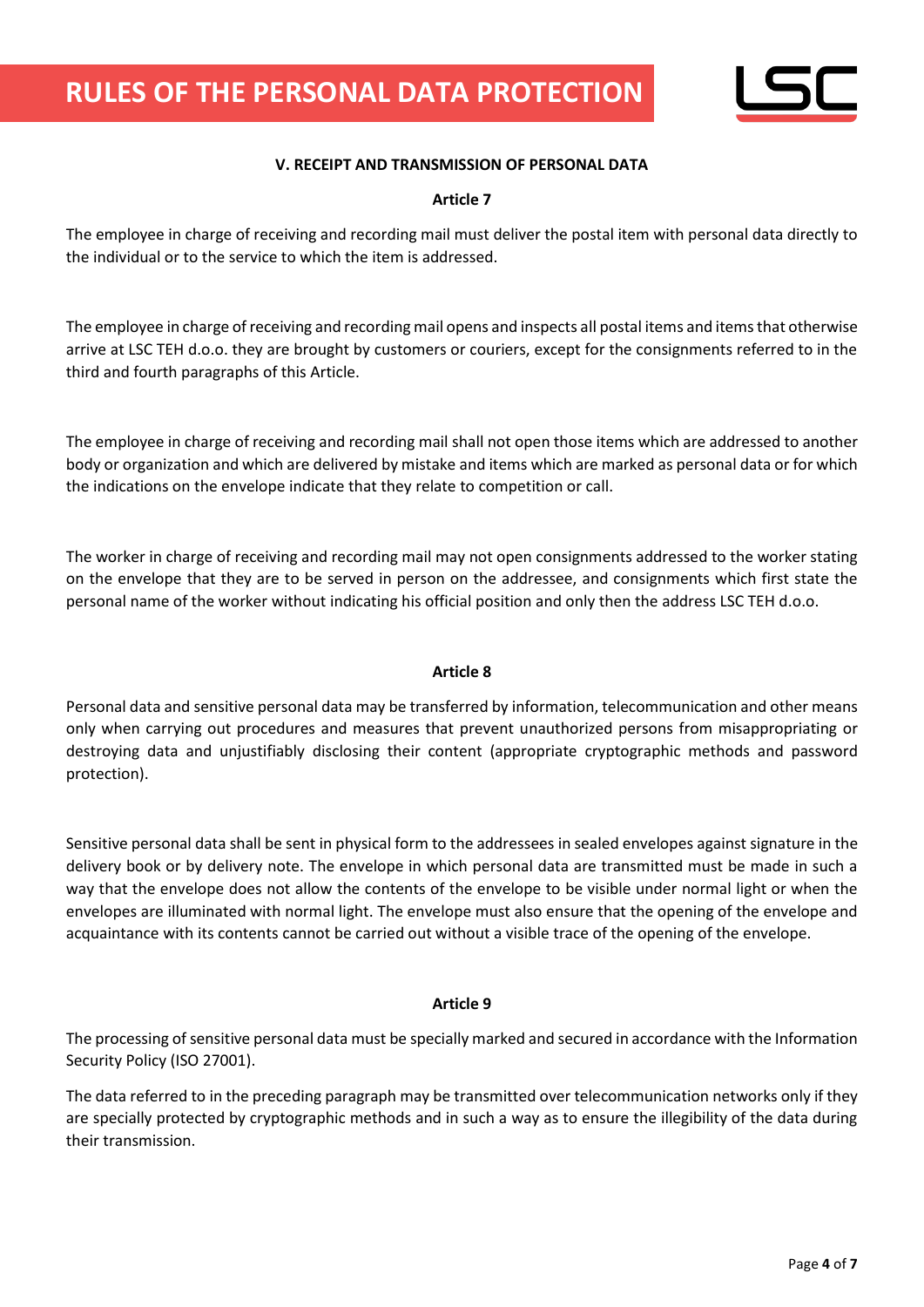## V. RECEIPT AND TRANSMISSION OF PERSONAL DATA

### Article 7

The employee in charge of receiving and recording mail must deliver the postal item with personal data directly to the individual or to the service to which the item is addressed.

The employee in charge of receiving and recording mail opens and inspects all postal items and items that otherwise arrive at LSC TEH d.o.o. they are brought by customers or couriers, except for the consignments referred to in the third and fourth paragraphs of this Article.

The employee in charge of receiving and recording mail shall not open those items which are addressed to another body or organization and which are delivered by mistake and items which are marked as personal data or for which the indications on the envelope indicate that they relate to competition or call.

The worker in charge of receiving and recording mail may not open consignments addressed to the worker stating on the envelope that they are to be served in person on the addressee, and consignments which first state the personal name of the worker without indicating his official position and only then the address LSC TEH d.o.o.

### Article 8

Personal data and sensitive personal data may be transferred by information, telecommunication and other means only when carrying out procedures and measures that prevent unauthorized persons from misappropriating or destroying data and unjustifiably disclosing their content (appropriate cryptographic methods and password protection).

Sensitive personal data shall be sent in physical form to the addressees in sealed envelopes against signature in the delivery book or by delivery note. The envelope in which personal data are transmitted must be made in such a way that the envelope does not allow the contents of the envelope to be visible under normal light or when the envelopes are illuminated with normal light. The envelope must also ensure that the opening of the envelope and acquaintance with its contents cannot be carried out without a visible trace of the opening of the envelope.

### Article 9

The processing of sensitive personal data must be specially marked and secured in accordance with the Information Security Policy (ISO 27001).

The data referred to in the preceding paragraph may be transmitted over telecommunication networks only if they are specially protected by cryptographic methods and in such a way as to ensure the illegibility of the data during their transmission.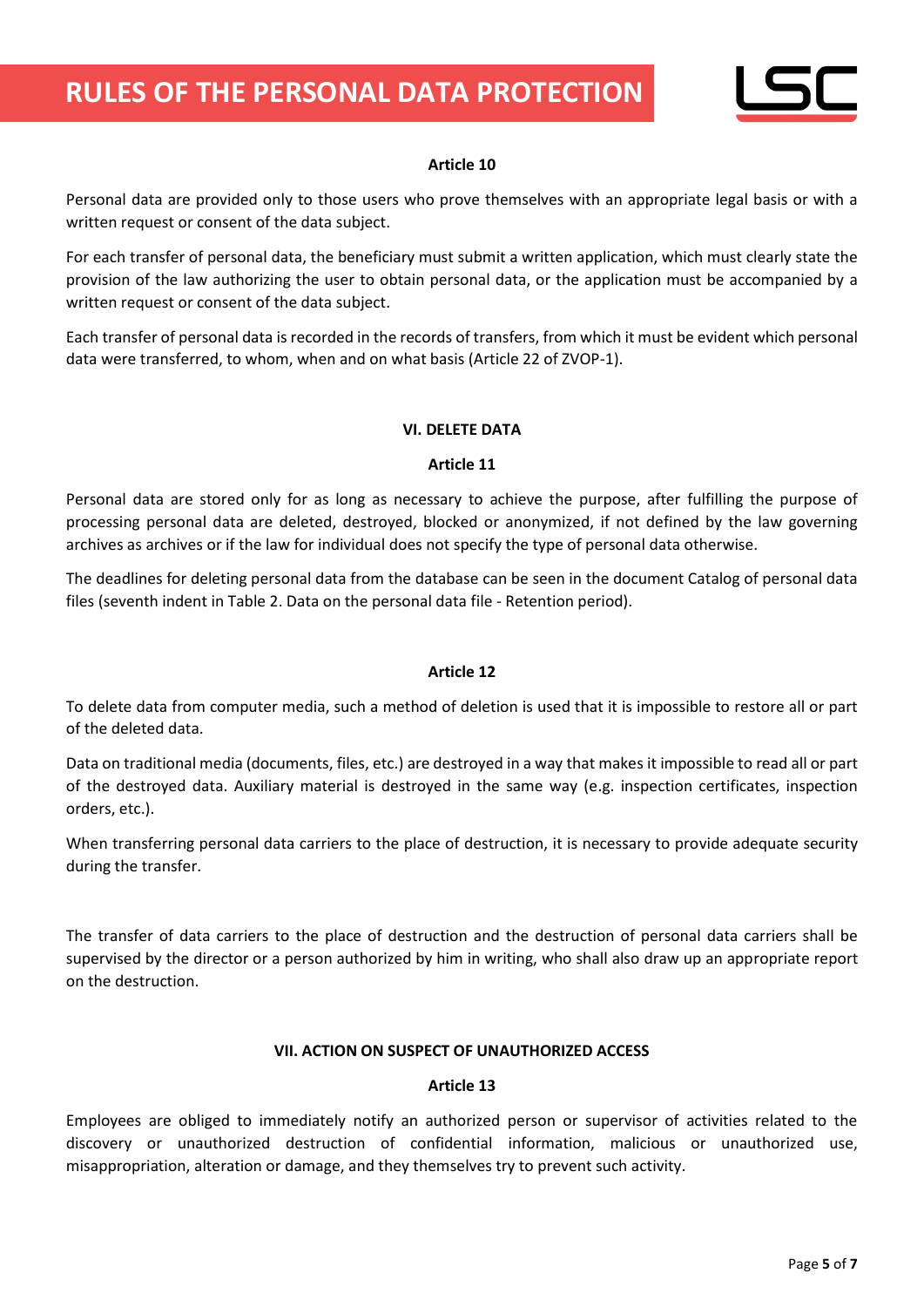### Article 10

Personal data are provided only to those users who prove themselves with an appropriate legal basis or with a written request or consent of the data subject.

For each transfer of personal data, the beneficiary must submit a written application, which must clearly state the provision of the law authorizing the user to obtain personal data, or the application must be accompanied by a written request or consent of the data subject.

Each transfer of personal data is recorded in the records of transfers, from which it must be evident which personal data were transferred, to whom, when and on what basis (Article 22 of ZVOP-1).

## VI. DELETE DATA

### Article 11

Personal data are stored only for as long as necessary to achieve the purpose, after fulfilling the purpose of processing personal data are deleted, destroyed, blocked or anonymized, if not defined by the law governing archives as archives or if the law for individual does not specify the type of personal data otherwise.

The deadlines for deleting personal data from the database can be seen in the document Catalog of personal data files (seventh indent in Table 2. Data on the personal data file - Retention period).

### Article 12

To delete data from computer media, such a method of deletion is used that it is impossible to restore all or part of the deleted data.

Data on traditional media (documents, files, etc.) are destroyed in a way that makes it impossible to read all or part of the destroyed data. Auxiliary material is destroyed in the same way (e.g. inspection certificates, inspection orders, etc.).

When transferring personal data carriers to the place of destruction, it is necessary to provide adequate security during the transfer.

The transfer of data carriers to the place of destruction and the destruction of personal data carriers shall be supervised by the director or a person authorized by him in writing, who shall also draw up an appropriate report on the destruction.

## VII. ACTION ON SUSPECT OF UNAUTHORIZED ACCESS

### Article 13

Employees are obliged to immediately notify an authorized person or supervisor of activities related to the discovery or unauthorized destruction of confidential information, malicious or unauthorized use, misappropriation, alteration or damage, and they themselves try to prevent such activity.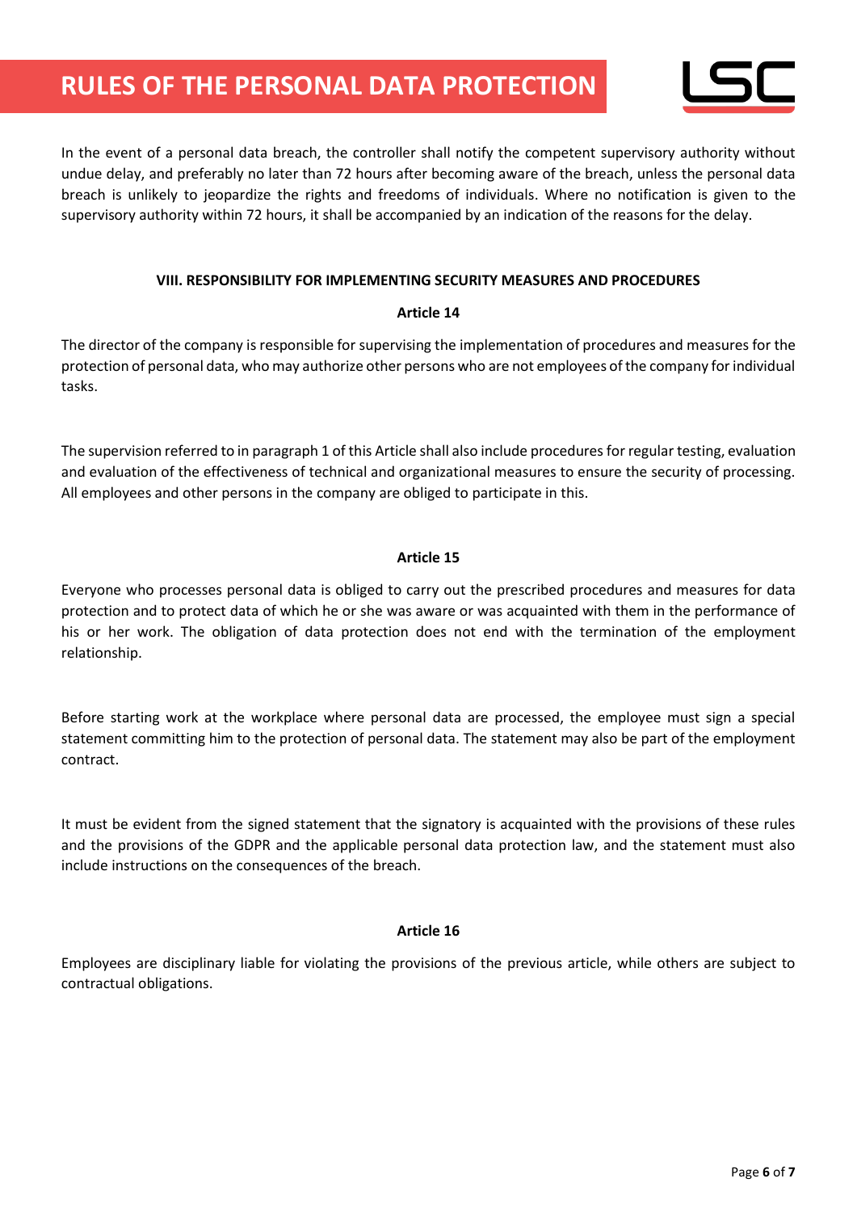In the event of a personal data breach, the controller shall notify the competent supervisory authority without undue delay, and preferably no later than 72 hours after becoming aware of the breach, unless the personal data breach is unlikely to jeopardize the rights and freedoms of individuals. Where no notification is given to the supervisory authority within 72 hours, it shall be accompanied by an indication of the reasons for the delay.

## VIII. RESPONSIBILITY FOR IMPLEMENTING SECURITY MEASURES AND PROCEDURES

### Article 14

The director of the company is responsible for supervising the implementation of procedures and measures for the protection of personal data, who may authorize other persons who are not employees of the company for individual tasks.

The supervision referred to in paragraph 1 of this Article shall also include procedures for regular testing, evaluation and evaluation of the effectiveness of technical and organizational measures to ensure the security of processing. All employees and other persons in the company are obliged to participate in this.

### Article 15

Everyone who processes personal data is obliged to carry out the prescribed procedures and measures for data protection and to protect data of which he or she was aware or was acquainted with them in the performance of his or her work. The obligation of data protection does not end with the termination of the employment relationship.

Before starting work at the workplace where personal data are processed, the employee must sign a special statement committing him to the protection of personal data. The statement may also be part of the employment contract.

It must be evident from the signed statement that the signatory is acquainted with the provisions of these rules and the provisions of the GDPR and the applicable personal data protection law, and the statement must also include instructions on the consequences of the breach.

### Article 16

Employees are disciplinary liable for violating the provisions of the previous article, while others are subject to contractual obligations.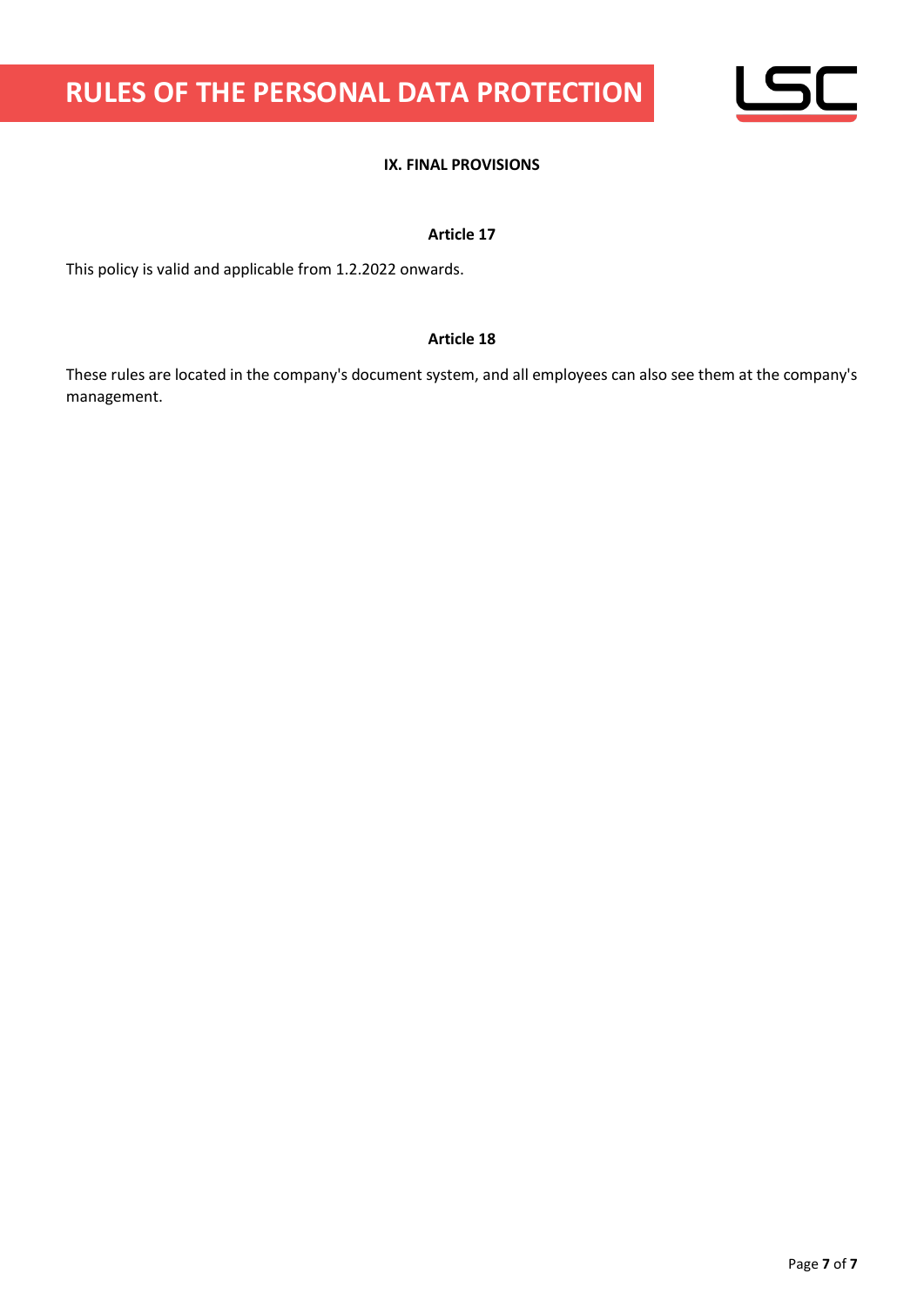## IX. FINAL PROVISIONS

### Article 17

This policy is valid and applicable from 1.2.2022 onwards.

### Article 18

These rules are located in the company's document system, and all employees can also see them at the company's management.